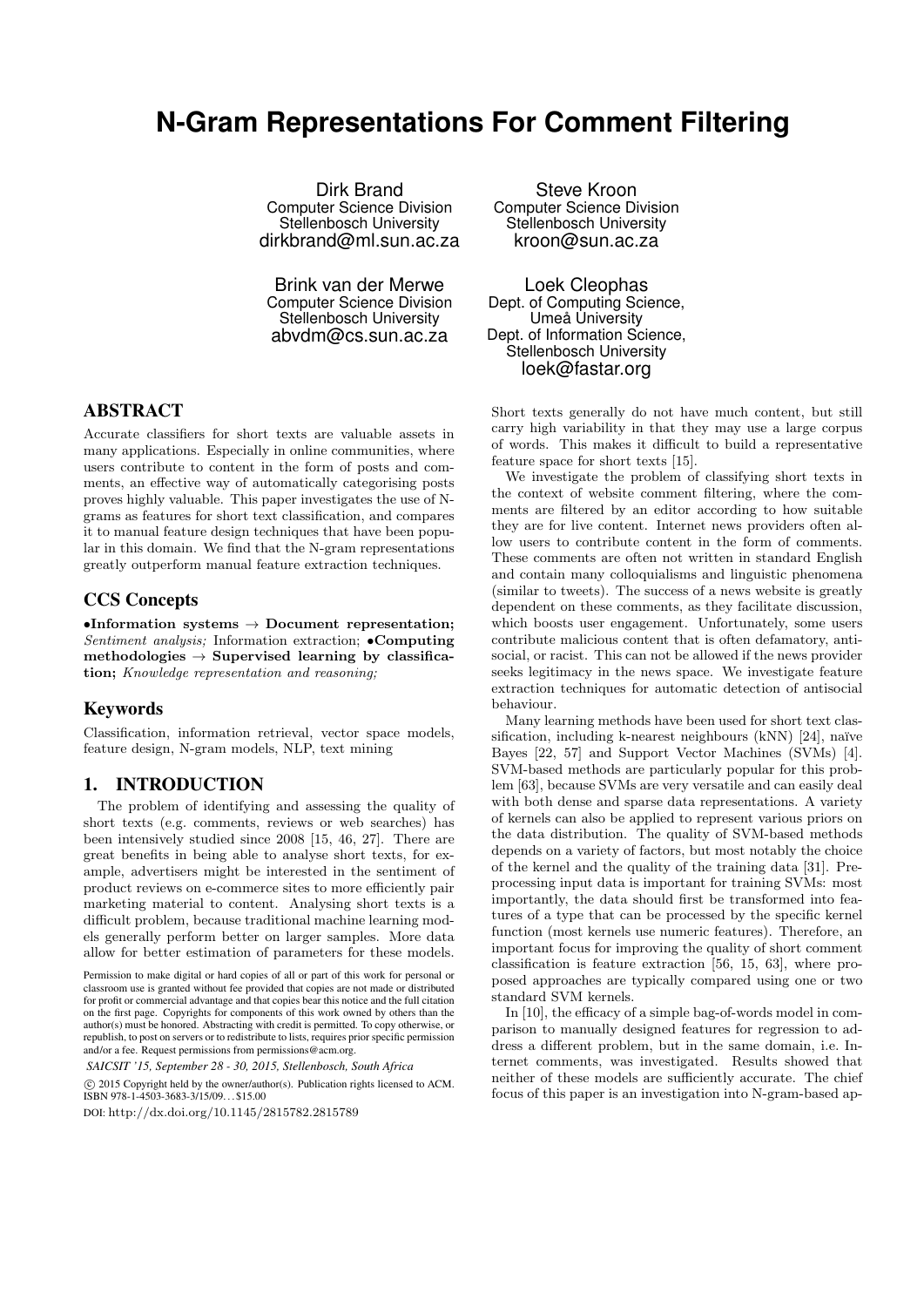# N-Gram Representations For Comment Filtering

Dirk Brand
Computer Science Division
Stellenbosch University
dirkbrand@ml.sun.ac.za

Steve Kroon
Computer Science Division
Stellenbosch University
kroon@sun.ac.za

Brink van der Merwe
Computer Science Division
Stellenbosch University
abvdm@cs.sun.ac.za

Loek Cleophas
Dept. of Computing Science,
Umeå University
Dept. of Information Science,
Stellenbosch University
loek@fastar.org

## ABSTRACT

Accurate classifiers for short texts are valuable assets in many applications. Especially in online communities, where users contribute to content in the form of posts and comments, an effective way of automatically categorising posts proves highly valuable. This paper investigates the use of N-grams as features for short text classification, and compares it to manual feature design techniques that have been popular in this domain. We find that the N-gram representations greatly outperform manual feature extraction techniques.

## CCS Concepts

**•Information systems → Document representation;** *Sentiment analysis;* Information extraction; **•Computing methodologies → Supervised learning by classification;** *Knowledge representation and reasoning;*

## Keywords

Classification, information retrieval, vector space models, feature design, N-gram models, NLP, text mining

## 1. INTRODUCTION

The problem of identifying and assessing the quality of short texts (e.g. comments, reviews or web searches) has been intensively studied since 2008 [15, 46, 27]. There are great benefits in being able to analyse short texts, for example, advertisers might be interested in the sentiment of product reviews on e-commerce sites to more efficiently pair marketing material to content. Analysing short texts is a difficult problem, because traditional machine learning models generally perform better on larger samples. More data allow for better estimation of parameters for these models. Short texts generally do not have much content, but still carry high variability in that they may use a large corpus of words. This makes it difficult to build a representative feature space for short texts [15].

We investigate the problem of classifying short texts in the context of website comment filtering, where the comments are filtered by an editor according to how suitable they are for live content. Internet news providers often allow users to contribute content in the form of comments. These comments are often not written in standard English and contain many colloquialisms and linguistic phenomena (similar to tweets). The success of a news website is greatly dependent on these comments, as they facilitate discussion, which boosts user engagement. Unfortunately, some users contribute malicious content that is often defamatory, antisocial, or racist. This can not be allowed if the news provider seeks legitimacy in the news space. We investigate feature extraction techniques for automatic detection of antisocial behaviour.

Many learning methods have been used for short text classification, including k-nearest neighbours (kNN) [24], naïve Bayes [22, 57] and Support Vector Machines (SVMs) [4]. SVM-based methods are particularly popular for this problem [63], because SVMs are very versatile and can easily deal with both dense and sparse data representations. A variety of kernels can also be applied to represent various priors on the data distribution. The quality of SVM-based methods depends on a variety of factors, but most notably the choice of the kernel and the quality of the training data [31]. Preprocessing input data is important for training SVMs: most importantly, the data should first be transformed into features of a type that can be processed by the specific kernel function (most kernels use numeric features). Therefore, an important focus for improving the quality of short comment classification is feature extraction [56, 15, 63], where proposed approaches are typically compared using one or two standard SVM kernels.

In [10], the efficacy of a simple bag-of-words model in comparison to manually designed features for regression to address a different problem, but in the same domain, i.e. Internet comments, was investigated. Results showed that neither of these models are sufficiently accurate. The chief focus of this paper is an investigation into N-gram-based ap-

Permission to make digital or hard copies of all or part of this work for personal or classroom use is granted without fee provided that copies are not made or distributed for profit or commercial advantage and that copies bear this notice and the full citation on the first page. Copyrights for components of this work owned by others than the author(s) must be honored. Abstracting with credit is permitted. To copy otherwise, or republish, to post on servers or to redistribute to lists, requires prior specific permission and/or a fee. Request permissions from permissions@acm.org.

*SAICSIT '15, September 28 - 30, 2015, Stellenbosch, South Africa*

© 2015 Copyright held by the owner/author(s). Publication rights licensed to ACM. ISBN 978-1-4503-3683-3/15/09…$15.00

DOI: http://dx.doi.org/10.1145/2815782.2815789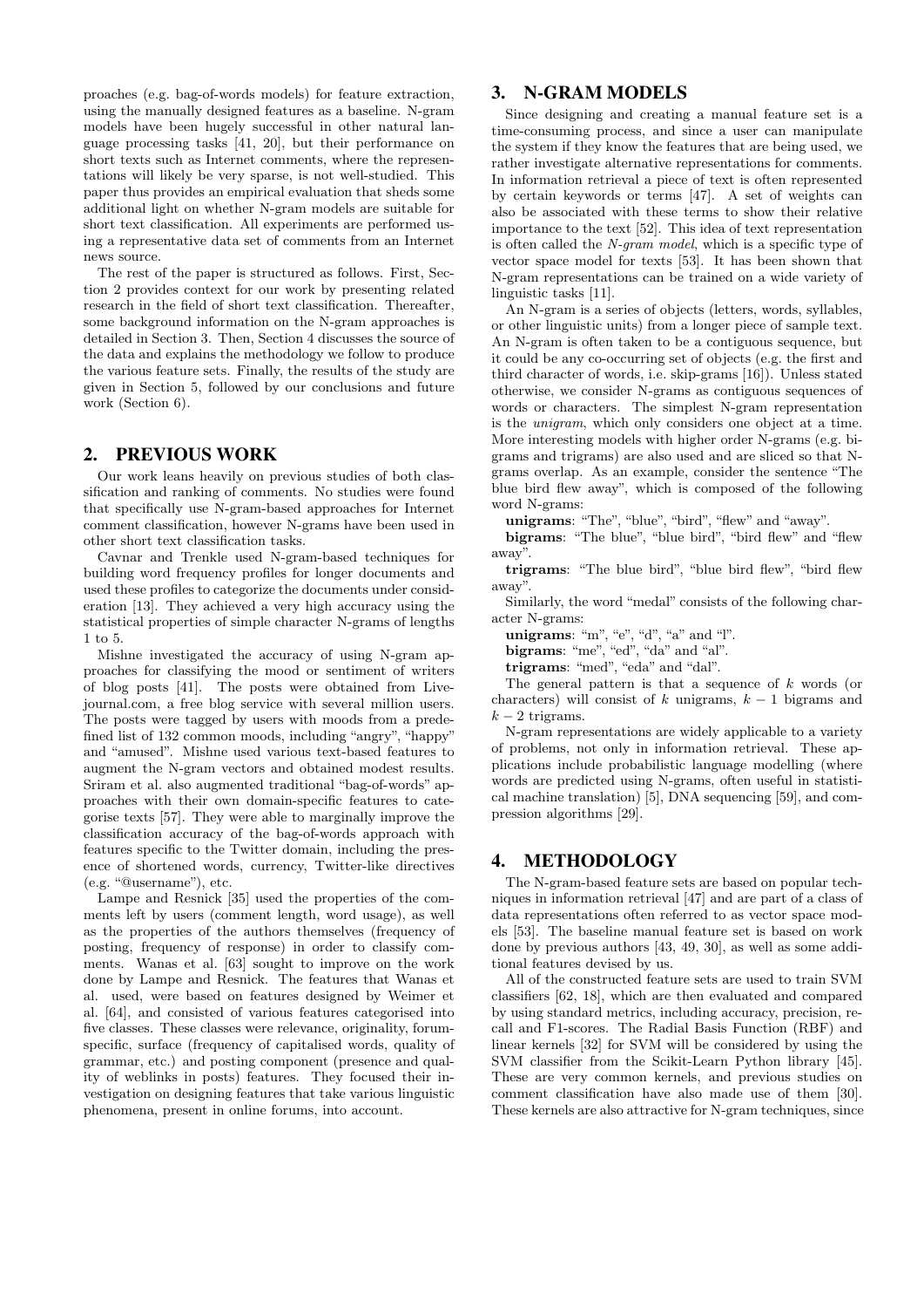proaches (e.g. bag-of-words models) for feature extraction, using the manually designed features as a baseline. N-gram models have been hugely successful in other natural language processing tasks [41, 20], but their performance on short texts such as Internet comments, where the representations will likely be very sparse, is not well-studied. This paper thus provides an empirical evaluation that sheds some additional light on whether N-gram models are suitable for short text classification. All experiments are performed using a representative data set of comments from an Internet news source.

The rest of the paper is structured as follows. First, Section 2 provides context for our work by presenting related research in the field of short text classification. Thereafter, some background information on the N-gram approaches is detailed in Section 3. Then, Section 4 discusses the source of the data and explains the methodology we follow to produce the various feature sets. Finally, the results of the study are given in Section 5, followed by our conclusions and future work (Section 6).

## 2. PREVIOUS WORK

Our work leans heavily on previous studies of both classification and ranking of comments. No studies were found that specifically use N-gram-based approaches for Internet comment classification, however N-grams have been used in other short text classification tasks.

Cavnar and Trenkle used N-gram-based techniques for building word frequency profiles for longer documents and used these profiles to categorize the documents under consideration [13]. They achieved a very high accuracy using the statistical properties of simple character N-grams of lengths 1 to 5.

Mishne investigated the accuracy of using N-gram approaches for classifying the mood or sentiment of writers of blog posts [41]. The posts were obtained from Livejournal.com, a free blog service with several million users. The posts were tagged by users with moods from a predefined list of 132 common moods, including "angry", "happy" and "amused". Mishne used various text-based features to augment the N-gram vectors and obtained modest results. Sriram et al. also augmented traditional "bag-of-words" approaches with their own domain-specific features to categorise texts [57]. They were able to marginally improve the classification accuracy of the bag-of-words approach with features specific to the Twitter domain, including the presence of shortened words, currency, Twitter-like directives (e.g. "@username"), etc.

Lampe and Resnick [35] used the properties of the comments left by users (comment length, word usage), as well as the properties of the authors themselves (frequency of posting, frequency of response) in order to classify comments. Wanas et al. [63] sought to improve on the work done by Lampe and Resnick. The features that Wanas et al. used, were based on features designed by Weimer et al. [64], and consisted of various features categorised into five classes. These classes were relevance, originality, forum-specific, surface (frequency of capitalised words, quality of grammar, etc.) and posting component (presence and quality of weblinks in posts) features. They focused their investigation on designing features that take various linguistic phenomena, present in online forums, into account.

## 3. N-GRAM MODELS

Since designing and creating a manual feature set is a time-consuming process, and since a user can manipulate the system if they know the features that are being used, we rather investigate alternative representations for comments. In information retrieval a piece of text is often represented by certain keywords or terms [47]. A set of weights can also be associated with these terms to show their relative importance to the text [52]. This idea of text representation is often called the *N-gram model*, which is a specific type of vector space model for texts [53]. It has been shown that N-gram representations can be trained on a wide variety of linguistic tasks [11].

An N-gram is a series of objects (letters, words, syllables, or other linguistic units) from a longer piece of sample text. An N-gram is often taken to be a contiguous sequence, but it could be any co-occurring set of objects (e.g. the first and third character of words, i.e. skip-grams [16]). Unless stated otherwise, we consider N-grams as contiguous sequences of words or characters. The simplest N-gram representation is the *unigram*, which only considers one object at a time. More interesting models with higher order N-grams (e.g. bigrams and trigrams) are also used and are sliced so that N-grams overlap. As an example, consider the sentence "The blue bird flew away", which is composed of the following word N-grams:

**unigrams**: "The", "blue", "bird", "flew" and "away".

**bigrams**: "The blue", "blue bird", "bird flew" and "flew away".

**trigrams**: "The blue bird", "blue bird flew", "bird flew away".

Similarly, the word "medal" consists of the following character N-grams:

**unigrams**: "m", "e", "d", "a" and "l".

**bigrams**: "me", "ed", "da" and "al".

**trigrams**: "med", "eda" and "dal".

The general pattern is that a sequence of $k$ words (or characters) will consist of $k$ unigrams, $k - 1$ bigrams and $k - 2$ trigrams.

N-gram representations are widely applicable to a variety of problems, not only in information retrieval. These applications include probabilistic language modelling (where words are predicted using N-grams, often useful in statistical machine translation) [5], DNA sequencing [59], and compression algorithms [29].

## 4. METHODOLOGY

The N-gram-based feature sets are based on popular techniques in information retrieval [47] and are part of a class of data representations often referred to as vector space models [53]. The baseline manual feature set is based on work done by previous authors [43, 49, 30], as well as some additional features devised by us.

All of the constructed feature sets are used to train SVM classifiers [62, 18], which are then evaluated and compared by using standard metrics, including accuracy, precision, recall and F1-scores. The Radial Basis Function (RBF) and linear kernels [32] for SVM will be considered by using the SVM classifier from the Scikit-Learn Python library [45]. These are very common kernels, and previous studies on comment classification have also made use of them [30]. These kernels are also attractive for N-gram techniques, since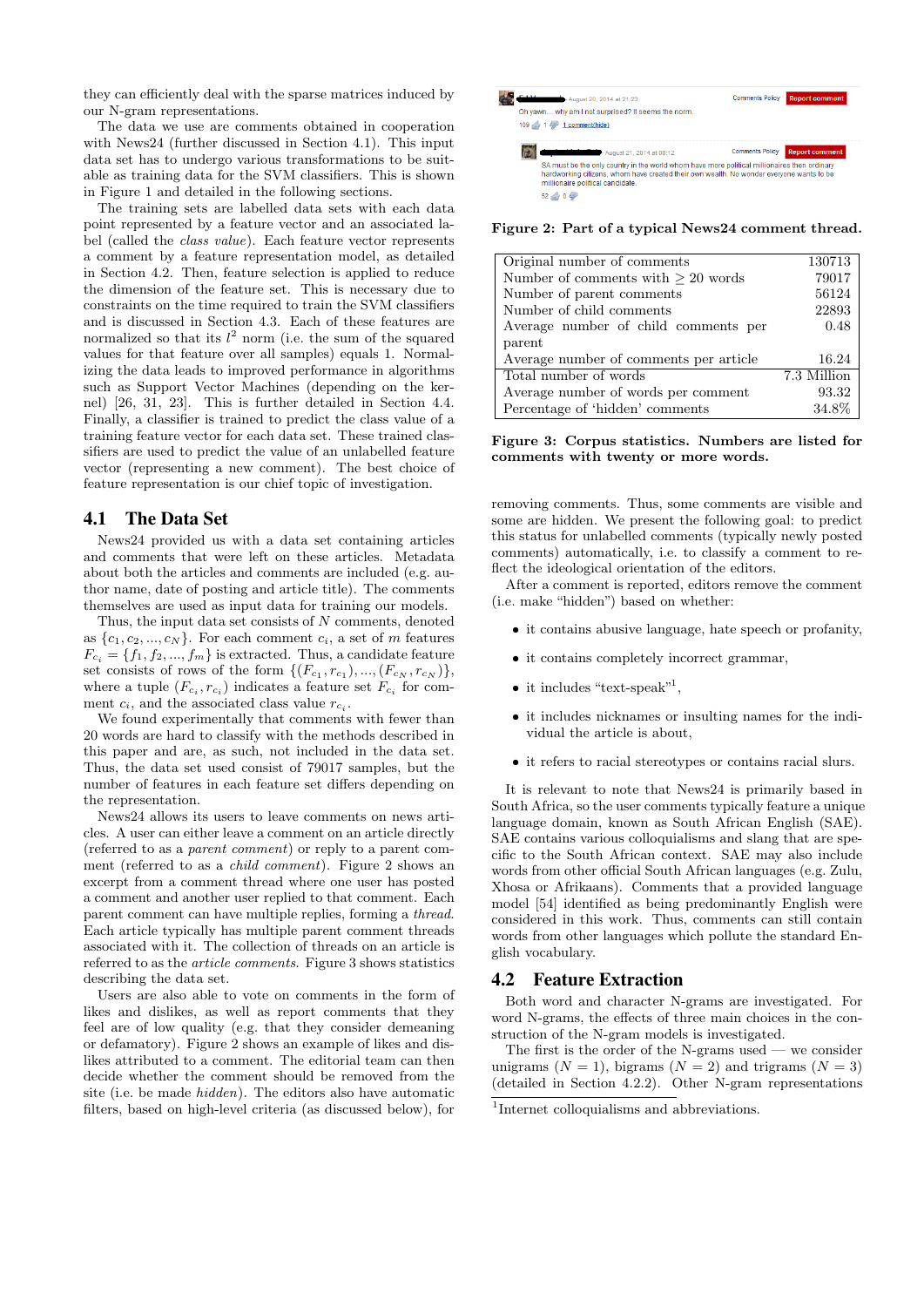they can efficiently deal with the sparse matrices induced by our N-gram representations.

The data we use are comments obtained in cooperation with News24 (further discussed in Section 4.1). This input data set has to undergo various transformations to be suitable as training data for the SVM classifiers. This is shown in Figure 1 and detailed in the following sections.

The training sets are labelled data sets with each data point represented by a feature vector and an associated label (called the *class value*). Each feature vector represents a comment by a feature representation model, as detailed in Section 4.2. Then, feature selection is applied to reduce the dimension of the feature set. This is necessary due to constraints on the time required to train the SVM classifiers and is discussed in Section 4.3. Each of these features are normalized so that its $l^2$ norm (i.e. the sum of the squared values for that feature over all samples) equals 1. Normalizing the data leads to improved performance in algorithms such as Support Vector Machines (depending on the kernel) [26, 31, 23]. This is further detailed in Section 4.4. Finally, a classifier is trained to predict the class value of a training feature vector for each data set. These trained classifiers are used to predict the value of an unlabelled feature vector (representing a new comment). The best choice of feature representation is our chief topic of investigation.

## 4.1 The Data Set

News24 provided us with a data set containing articles and comments that were left on these articles. Metadata about both the articles and comments are included (e.g. author name, date of posting and article title). The comments themselves are used as input data for training our models.

Thus, the input data set consists of $N$ comments, denoted as $\{c_1, c_2, ..., c_N\}$. For each comment $c_i$, a set of $m$ features $F_{c_i} = \{f_1, f_2, ..., f_m\}$ is extracted. Thus, a candidate feature set consists of rows of the form $\{(F_{c_1}, r_{c_1}), ..., (F_{c_N}, r_{c_N})\}$, where a tuple $(F_{c_i}, r_{c_i})$ indicates a feature set $F_{c_i}$ for comment $c_i$, and the associated class value $r_{c_i}$.

We found experimentally that comments with fewer than 20 words are hard to classify with the methods described in this paper and are, as such, not included in the data set. Thus, the data set used consist of 79017 samples, but the number of features in each feature set differs depending on the representation.

News24 allows its users to leave comments on news articles. A user can either leave a comment on an article directly (referred to as a *parent comment*) or reply to a parent comment (referred to as a *child comment*). Figure 2 shows an excerpt from a comment thread where one user has posted a comment and another user replied to that comment. Each parent comment can have multiple replies, forming a *thread*. Each article typically has multiple parent comment threads associated with it. The collection of threads on an article is referred to as the *article comments*. Figure 3 shows statistics describing the data set.

Users are also able to vote on comments in the form of likes and dislikes, as well as report comments that they feel are of low quality (e.g. that they consider demeaning or defamatory). Figure 2 shows an example of likes and dislikes attributed to a comment. The editorial team can then decide whether the comment should be removed from the site (i.e. be made *hidden*). The editors also have automatic filters, based on high-level criteria (as discussed below), for removing comments. Thus, some comments are visible and some are hidden. We present the following goal: to predict this status for unlabelled comments (typically newly posted comments) automatically, i.e. to classify a comment to reflect the ideological orientation of the editors.

After a comment is reported, editors remove the comment (i.e. make "hidden") based on whether:

- it contains abusive language, hate speech or profanity,
- it contains completely incorrect grammar,
- it includes "text-speak"[1],
- it includes nicknames or insulting names for the individual the article is about,
- it refers to racial stereotypes or contains racial slurs.

It is relevant to note that News24 is primarily based in South Africa, so the user comments typically feature a unique language domain, known as South African English (SAE). SAE contains various colloquialisms and slang that are specific to the South African context. SAE may also include words from other official South African languages (e.g. Zulu, Xhosa or Afrikaans). Comments that a provided language model [54] identified as being predominantly English were considered in this work. Thus, comments can still contain words from other languages which pollute the standard English vocabulary.

Oh yawn.... why am I not surprised? It seems the norm.

SA must be the only country in the world whom have more political millionaires then ordinary hardworking citizens, whom have created their own wealth. No wonder everyone wants to be millionaire political candidate.

**Figure 2: Part of a typical News24 comment thread.**

| Statistic | Value |
|---|---|
| Original number of comments | 130713 |
| Number of comments with ≥ 20 words | 79017 |
| Number of parent comments | 56124 |
| Number of child comments | 22893 |
| Average number of child comments per parent | 0.48 |
| Average number of comments per article | 16.24 |
| Total number of words | 7.3 Million |
| Average number of words per comment | 93.32 |
| Percentage of 'hidden' comments | 34.8% |

**Figure 3: Corpus statistics. Numbers are listed for comments with twenty or more words.**

## 4.2 Feature Extraction

Both word and character N-grams are investigated. For word N-grams, the effects of three main choices in the construction of the N-gram models is investigated.

The first is the order of the N-grams used — we consider unigrams ($N = 1$), bigrams ($N = 2$) and trigrams ($N = 3$) (detailed in Section 4.2.2). Other N-gram representations

[1] Internet colloquialisms and abbreviations.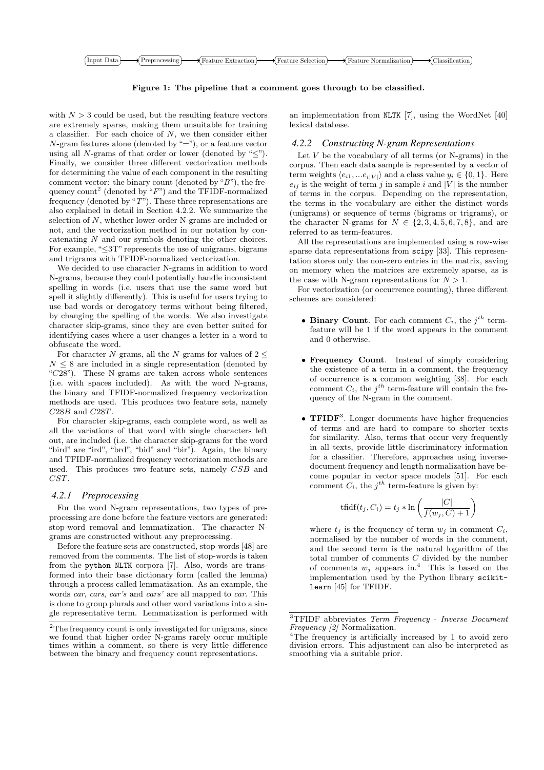Input Data → Preprocessing → Feature Extraction → Feature Selection → Feature Normalization → Classification

**Figure 1: The pipeline that a comment goes through to be classified.**

with $N > 3$ could be used, but the resulting feature vectors are extremely sparse, making them unsuitable for training a classifier. For each choice of $N$, we then consider either $N$-gram features alone (denoted by "="), or a feature vector using all $N$-grams of that order or lower (denoted by "≤"). Finally, we consider three different vectorization methods for determining the value of each component in the resulting comment vector: the binary count (denoted by "$B$"), the frequency count[2] (denoted by "$F$") and the TFIDF-normalized frequency (denoted by "$T$"). These three representations are also explained in detail in Section 4.2.2. We summarize the selection of $N$, whether lower-order N-grams are included or not, and the vectorization method in our notation by concatenating $N$ and our symbols denoting the other choices. For example, "≤3T" represents the use of unigrams, bigrams and trigrams with TFIDF-normalized vectorization.

We decided to use character N-grams in addition to word N-grams, because they could potentially handle inconsistent spelling in words (i.e. users that use the same word but spell it slightly differently). This is useful for users trying to use bad words or derogatory terms without being filtered, by changing the spelling of the words. We also investigate character skip-grams, since they are even better suited for identifying cases where a user changes a letter in a word to obfuscate the word.

For character $N$-grams, all the $N$-grams for values of $2 \leq N \leq 8$ are included in a single representation (denoted by "$C28$"). These N-grams are taken across whole sentences (i.e. with spaces included). As with the word N-grams, the binary and TFIDF-normalized frequency vectorization methods are used. This produces two feature sets, namely $C28B$ and $C28T$.

For character skip-grams, each complete word, as well as all the variations of that word with single characters left out, are included (i.e. the character skip-grams for the word "bird" are "ird", "brd", "bid" and "bir"). Again, the binary and TFIDF-normalized frequency vectorization methods are used. This produces two feature sets, namely $CSB$ and $CST$.

### 4.2.1 Preprocessing

For the word N-gram representations, two types of preprocessing are done before the feature vectors are generated: stop-word removal and lemmatization. The character N-grams are constructed without any preprocessing.

Before the feature sets are constructed, stop-words [48] are removed from the comments. The list of stop-words is taken from the `python NLTK` corpora [7]. Also, words are transformed into their base dictionary form (called the lemma) through a process called lemmatization. As an example, the words *car*, *cars*, *car's* and *cars'* are all mapped to *car*. This is done to group plurals and other word variations into a single representative term. Lemmatization is performed with an implementation from `NLTK` [7], using the WordNet [40] lexical database.

### 4.2.2 Constructing N-gram Representations

Let $V$ be the vocabulary of all terms (or N-grams) in the corpus. Then each data sample is represented by a vector of term weights $\langle e_{i1}, \ldots e_{i|V|} \rangle$ and a class value $y_i \in \{0, 1\}$. Here $e_{ij}$ is the weight of term $j$ in sample $i$ and $|V|$ is the number of terms in the corpus. Depending on the representation, the terms in the vocabulary are either the distinct words (unigrams) or sequence of terms (bigrams or trigrams), or the character N-grams for $N \in \{2, 3, 4, 5, 6, 7, 8\}$, and are referred to as term-features.

All the representations are implemented using a row-wise sparse data representations from `scipy` [33]. This representation stores only the non-zero entries in the matrix, saving on memory when the matrices are extremely sparse, as is the case with N-gram representations for $N > 1$.

For vectorization (or occurrence counting), three different schemes are considered:

- **Binary Count**. For each comment $C_i$, the $j^{th}$ term-feature will be 1 if the word appears in the comment and 0 otherwise.
- **Frequency Count**. Instead of simply considering the existence of a term in a comment, the frequency of occurrence is a common weighting [38]. For each comment $C_i$, the $j^{th}$ term-feature will contain the frequency of the N-gram in the comment.
- **TFIDF**[3]. Longer documents have higher frequencies of terms and are hard to compare to shorter texts for similarity. Also, terms that occur very frequently in all texts, provide little discriminatory information for a classifier. Therefore, approaches using inverse-document frequency and length normalization have become popular in vector space models [51]. For each comment $C_i$, the $j^{th}$ term-feature is given by:

$$\text{tfidf}(t_j, C_i) = t_j * \ln\left(\frac{|C|}{f(w_j, C) + 1}\right)$$

  where $t_j$ is the frequency of term $w_j$ in comment $C_i$, normalised by the number of words in the comment, and the second term is the natural logarithm of the total number of comments $C$ divided by the number of comments $w_j$ appears in.[4] This is based on the implementation used by the Python library `scikit-learn` [45] for TFIDF.

[2] The frequency count is only investigated for unigrams, since we found that higher order N-grams rarely occur multiple times within a comment, so there is very little difference between the binary and frequency count representations.

[3] TFIDF abbreviates *Term Frequency - Inverse Document Frequency [2]* Normalization.

[4] The frequency is artificially increased by 1 to avoid zero division errors. This adjustment can also be interpreted as smoothing via a suitable prior.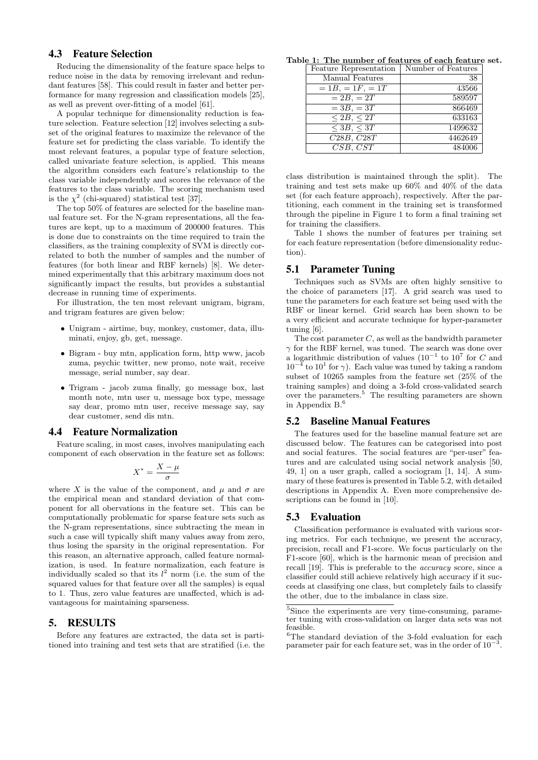### 4.3 Feature Selection

Reducing the dimensionality of the feature space helps to reduce noise in the data by removing irrelevant and redundant features [58]. This could result in faster and better performance for many regression and classification models [25], as well as prevent over-fitting of a model [61].

A popular technique for dimensionality reduction is feature selection. Feature selection [12] involves selecting a subset of the original features to maximize the relevance of the feature set for predicting the class variable. To identify the most relevant features, a popular type of feature selection, called univariate feature selection, is applied. This means the algorithm considers each feature's relationship to the class variable independently and scores the relevance of the features to the class variable. The scoring mechanism used is the $\chi^2$ (chi-squared) statistical test [37].

The top 50% of features are selected for the baseline manual feature set. For the N-gram representations, all the features are kept, up to a maximum of 200000 features. This is done due to constraints on the time required to train the classifiers, as the training complexity of SVM is directly correlated to both the number of samples and the number of features (for both linear and RBF kernels) [8]. We determined experimentally that this arbitrary maximum does not significantly impact the results, but provides a substantial decrease in running time of experiments.

For illustration, the ten most relevant unigram, bigram, and trigram features are given below:

- Unigram - airtime, buy, monkey, customer, data, illuminati, enjoy, gb, get, message.
- Bigram - buy mtn, application form, http www, jacob zuma, psychic twitter, new promo, note wait, receive message, serial number, say dear.
- Trigram - jacob zuma finally, go message box, last month note, mtn user u, message box type, message say dear, promo mtn user, receive message say, say dear customer, send dis mtn.

### 4.4 Feature Normalization

Feature scaling, in most cases, involves manipulating each component of each observation in the feature set as follows:

$$X^* = \frac{X - \mu}{\sigma}$$

where $X$ is the value of the component, and $\mu$ and $\sigma$ are the empirical mean and standard deviation of that component for all obervations in the feature set. This can be computationally problematic for sparse feature sets such as the N-gram representations, since subtracting the mean in such a case will typically shift many values away from zero, thus losing the sparsity in the original representation. For this reason, an alternative approach, called feature normalization, is used. In feature normalization, each feature is individually scaled so that its $l^2$ norm (i.e. the sum of the squared values for that feature over all the samples) is equal to 1. Thus, zero value features are unaffected, which is advantageous for maintaining sparseness.

## 5. RESULTS

Before any features are extracted, the data set is partitioned into training and test sets that are stratified (i.e. the class distribution is maintained through the split). The training and test sets make up 60% and 40% of the data set (for each feature approach), respectively. After the partitioning, each comment in the training set is transformed through the pipeline in Figure 1 to form a final training set for training the classifiers.

**Table 1: The number of features of each feature set.**

| Feature Representation | Number of Features |
|---|---|
| Manual Features | 38 |
| $=1B, =1F, =1T$ | 43566 |
| $=2B, =2T$ | 589597 |
| $=3B, =3T$ | 866469 |
| $\leq 2B, \leq 2T$ | 633163 |
| $\leq 3B, \leq 3T$ | 1499632 |
| $C28B$, $C28T$ | 4462649 |
| $CSB$, $CST$ | 484006 |

Table 1 shows the number of features per training set for each feature representation (before dimensionality reduction).

### 5.1 Parameter Tuning

Techniques such as SVMs are often highly sensitive to the choice of parameters [17]. A grid search was used to tune the parameters for each feature set being used with the RBF or linear kernel. Grid search has been shown to be a very efficient and accurate technique for hyper-parameter tuning [6].

The cost parameter $C$, as well as the bandwidth parameter $\gamma$ for the RBF kernel, was tuned. The search was done over a logarithmic distribution of values ($10^{-1}$ to $10^{7}$ for $C$ and $10^{-4}$ to $10^{1}$ for $\gamma$). Each value was tuned by taking a random subset of 10265 samples from the feature set (25% of the training samples) and doing a 3-fold cross-validated search over the parameters.[5] The resulting parameters are shown in Appendix B.[6]

### 5.2 Baseline Manual Features

The features used for the baseline manual feature set are discussed below. The features can be categorised into post and social features. The social features are "per-user" features and are calculated using social network analysis [50, 49, 1] on a user graph, called a sociogram [1, 14]. A summary of these features is presented in Table 5.2, with detailed descriptions in Appendix A. Even more comprehensive descriptions can be found in [10].

### 5.3 Evaluation

Classification performance is evaluated with various scoring metrics. For each technique, we present the accuracy, precision, recall and F1-score. We focus particularly on the F1-score [60], which is the harmonic mean of precision and recall [19]. This is preferable to the *accuracy* score, since a classifier could still achieve relatively high accuracy if it succeeds at classifying one class, but completely fails to classify the other, due to the imbalance in class size.

[5] Since the experiments are very time-consuming, parameter tuning with cross-validation on larger data sets was not feasible.

[6] The standard deviation of the 3-fold evaluation for each parameter pair for each feature set, was in the order of $10^{-3}$.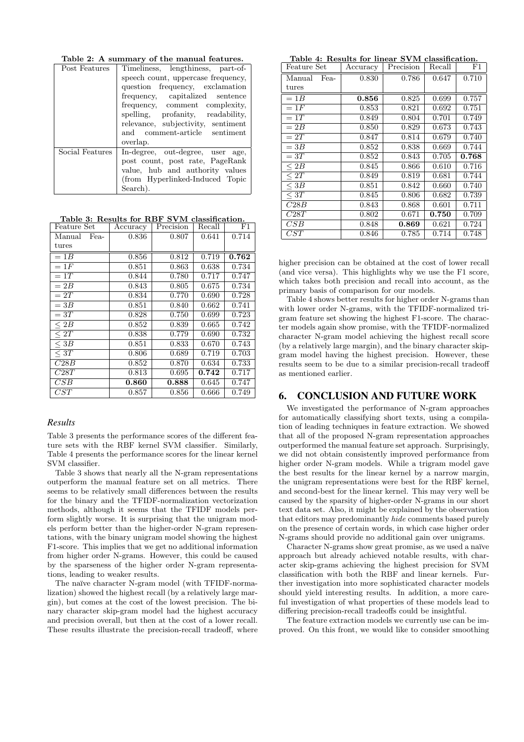Table 2: A summary of the manual features.

| | |
|---|---|
| Post Features | Timeliness, lengthiness, part-of-speech count, uppercase frequency, question frequency, exclamation frequency, capitalized sentence frequency, comment complexity, spelling, profanity, readability, relevance, subjectivity, sentiment and comment-article sentiment overlap. |
| Social Features | In-degree, out-degree, user age, post count, post rate, PageRank value, hub and authority values (from Hyperlinked-Induced Topic Search). |

Table 3: Results for RBF SVM classification.

| Feature Set | Accuracy | Precision | Recall | F1 |
|---|---|---|---|---|
| Manual Features | 0.836 | 0.807 | 0.641 | 0.714 |
| $=1B$ | 0.856 | 0.812 | 0.719 | **0.762** |
| $=1F$ | 0.851 | 0.863 | 0.638 | 0.734 |
| $=1T$ | 0.844 | 0.780 | 0.717 | 0.747 |
| $=2B$ | 0.843 | 0.805 | 0.675 | 0.734 |
| $=2T$ | 0.834 | 0.770 | 0.690 | 0.728 |
| $=3B$ | 0.851 | 0.840 | 0.662 | 0.741 |
| $=3T$ | 0.828 | 0.750 | 0.699 | 0.723 |
| $\leq 2B$ | 0.852 | 0.839 | 0.665 | 0.742 |
| $\leq 2T$ | 0.838 | 0.779 | 0.690 | 0.732 |
| $\leq 3B$ | 0.851 | 0.833 | 0.670 | 0.743 |
| $\leq 3T$ | 0.806 | 0.689 | 0.719 | 0.703 |
| $C28B$ | 0.852 | 0.870 | 0.634 | 0.733 |
| $C28T$ | 0.813 | 0.695 | **0.742** | 0.717 |
| $CSB$ | **0.860** | **0.888** | 0.645 | 0.747 |
| $CST$ | 0.857 | 0.856 | 0.666 | 0.749 |

### *Results*

Table 3 presents the performance scores of the different feature sets with the RBF kernel SVM classifier. Similarly, Table 4 presents the performance scores for the linear kernel SVM classifier.

Table 3 shows that nearly all the N-gram representations outperform the manual feature set on all metrics. There seems to be relatively small differences between the results for the binary and the TFIDF-normalization vectorization methods, although it seems that the TFIDF models perform slightly worse. It is surprising that the unigram models perform better than the higher-order N-gram representations, with the binary unigram model showing the highest F1-score. This implies that we get no additional information from higher order N-grams. However, this could be caused by the sparseness of the higher order N-gram representations, leading to weaker results.

The naïve character N-gram model (with TFIDF-normalization) showed the highest recall (by a relatively large margin), but comes at the cost of the lowest precision. The binary character skip-gram model had the highest accuracy and precision overall, but then at the cost of a lower recall. These results illustrate the precision-recall tradeoff, where higher precision can be obtained at the cost of lower recall (and vice versa). This highlights why we use the F1 score, which takes both precision and recall into account, as the primary basis of comparison for our models.

Table 4: Results for linear SVM classification.

| Feature Set | Accuracy | Precision | Recall | F1 |
|---|---|---|---|---|
| Manual Features | 0.830 | 0.786 | 0.647 | 0.710 |
| $=1B$ | **0.856** | 0.825 | 0.699 | 0.757 |
| $=1F$ | 0.853 | 0.821 | 0.692 | 0.751 |
| $=1T$ | 0.849 | 0.804 | 0.701 | 0.749 |
| $=2B$ | 0.850 | 0.829 | 0.673 | 0.743 |
| $=2T$ | 0.847 | 0.814 | 0.679 | 0.740 |
| $=3B$ | 0.852 | 0.838 | 0.669 | 0.744 |
| $=3T$ | 0.852 | 0.843 | 0.705 | **0.768** |
| $\leq 2B$ | 0.845 | 0.866 | 0.610 | 0.716 |
| $\leq 2T$ | 0.849 | 0.819 | 0.681 | 0.744 |
| $\leq 3B$ | 0.851 | 0.842 | 0.660 | 0.740 |
| $\leq 3T$ | 0.845 | 0.806 | 0.682 | 0.739 |
| $C28B$ | 0.843 | 0.868 | 0.601 | 0.711 |
| $C28T$ | 0.802 | 0.671 | **0.750** | 0.709 |
| $CSB$ | 0.848 | **0.869** | 0.621 | 0.724 |
| $CST$ | 0.846 | 0.785 | 0.714 | 0.748 |

Table 4 shows better results for higher order N-grams than with lower order N-grams, with the TFIDF-normalized trigram feature set showing the highest F1-score. The character models again show promise, with the TFIDF-normalized character N-gram model achieving the highest recall score (by a relatively large margin), and the binary character skip-gram model having the highest precision. However, these results seem to be due to a similar precision-recall tradeoff as mentioned earlier.

## 6. CONCLUSION AND FUTURE WORK

We investigated the performance of N-gram approaches for automatically classifying short texts, using a compilation of leading techniques in feature extraction. We showed that all of the proposed N-gram representation approaches outperformed the manual feature set approach. Surprisingly, we did not obtain consistently improved performance from higher order N-gram models. While a trigram model gave the best results for the linear kernel by a narrow margin, the unigram representations were best for the RBF kernel, and second-best for the linear kernel. This may very well be caused by the sparsity of higher-order N-grams in our short text data set. Also, it might be explained by the observation that editors may predominantly *hide* comments based purely on the presence of certain words, in which case higher order N-grams should provide no additional gain over unigrams.

Character N-grams show great promise, as we used a naïve approach but already achieved notable results, with character skip-grams achieving the highest precision for SVM classification with both the RBF and linear kernels. Further investigation into more sophisticated character models should yield interesting results. In addition, a more careful investigation of what properties of these models lead to differing precision-recall tradeoffs could be insightful.

The feature extraction models we currently use can be improved. On this front, we would like to consider smoothing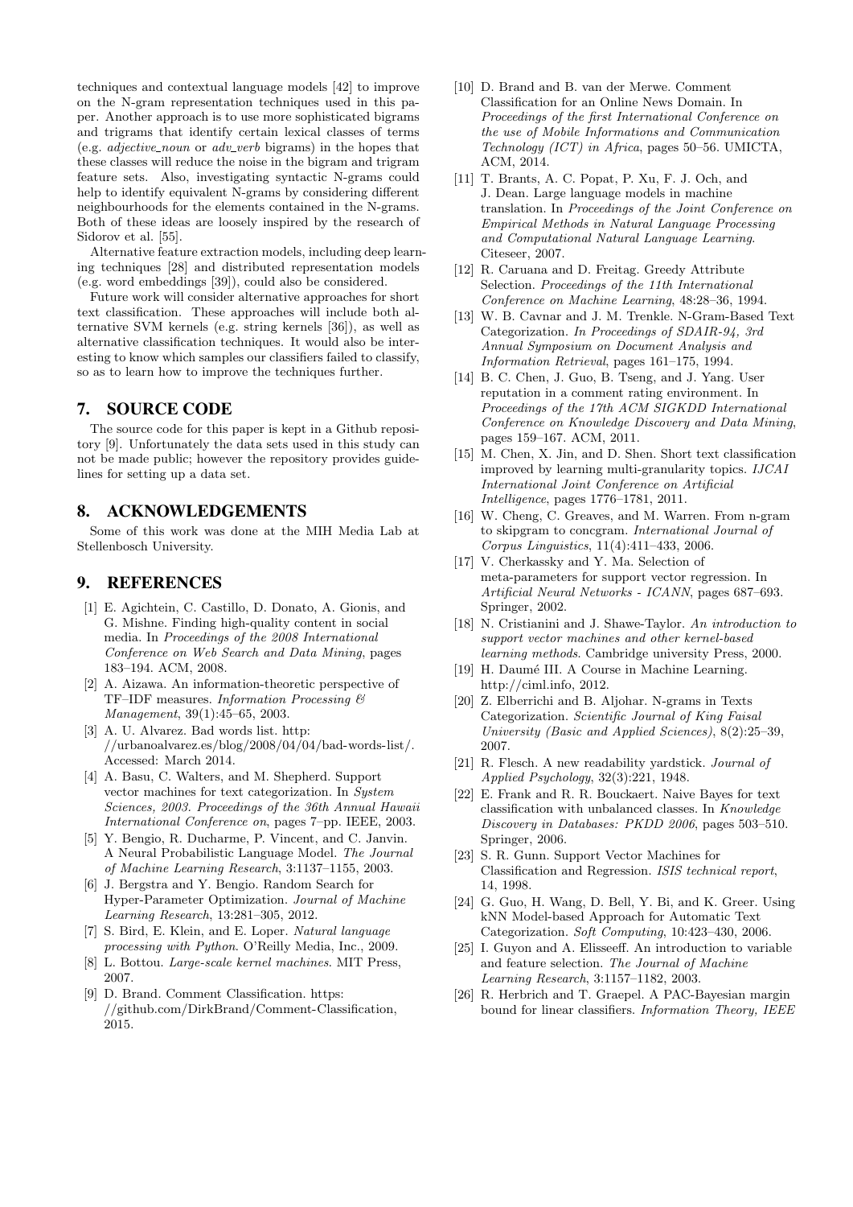techniques and contextual language models [42] to improve on the N-gram representation techniques used in this paper. Another approach is to use more sophisticated bigrams and trigrams that identify certain lexical classes of terms (e.g. *adjective_noun* or *adv_verb* bigrams) in the hopes that these classes will reduce the noise in the bigram and trigram feature sets. Also, investigating syntactic N-grams could help to identify equivalent N-grams by considering different neighbourhoods for the elements contained in the N-grams. Both of these ideas are loosely inspired by the research of Sidorov et al. [55].

Alternative feature extraction models, including deep learning techniques [28] and distributed representation models (e.g. word embeddings [39]), could also be considered.

Future work will consider alternative approaches for short text classification. These approaches will include both alternative SVM kernels (e.g. string kernels [36]), as well as alternative classification techniques. It would also be interesting to know which samples our classifiers failed to classify, so as to learn how to improve the techniques further.

## 7. SOURCE CODE

The source code for this paper is kept in a Github repository [9]. Unfortunately the data sets used in this study can not be made public; however the repository provides guidelines for setting up a data set.

## 8. ACKNOWLEDGEMENTS

Some of this work was done at the MIH Media Lab at Stellenbosch University.

## 9. REFERENCES

[1] E. Agichtein, C. Castillo, D. Donato, A. Gionis, and G. Mishne. Finding high-quality content in social media. In *Proceedings of the 2008 International Conference on Web Search and Data Mining*, pages 183–194. ACM, 2008.

[2] A. Aizawa. An information-theoretic perspective of TF–IDF measures. *Information Processing & Management*, 39(1):45–65, 2003.

[3] A. U. Alvarez. Bad words list. http://urbanoalvarez.es/blog/2008/04/04/bad-words-list/. Accessed: March 2014.

[4] A. Basu, C. Walters, and M. Shepherd. Support vector machines for text categorization. In *System Sciences, 2003. Proceedings of the 36th Annual Hawaii International Conference on*, pages 7–pp. IEEE, 2003.

[5] Y. Bengio, R. Ducharme, P. Vincent, and C. Janvin. A Neural Probabilistic Language Model. *The Journal of Machine Learning Research*, 3:1137–1155, 2003.

[6] J. Bergstra and Y. Bengio. Random Search for Hyper-Parameter Optimization. *Journal of Machine Learning Research*, 13:281–305, 2012.

[7] S. Bird, E. Klein, and E. Loper. *Natural language processing with Python*. O'Reilly Media, Inc., 2009.

[8] L. Bottou. *Large-scale kernel machines*. MIT Press, 2007.

[9] D. Brand. Comment Classification. https://github.com/DirkBrand/Comment-Classification, 2015.

[10] D. Brand and B. van der Merwe. Comment Classification for an Online News Domain. In *Proceedings of the first International Conference on the use of Mobile Informations and Communication Technology (ICT) in Africa*, pages 50–56. UMICTA, ACM, 2014.

[11] T. Brants, A. C. Popat, P. Xu, F. J. Och, and J. Dean. Large language models in machine translation. In *Proceedings of the Joint Conference on Empirical Methods in Natural Language Processing and Computational Natural Language Learning*. Citeseer, 2007.

[12] R. Caruana and D. Freitag. Greedy Attribute Selection. *Proceedings of the 11th International Conference on Machine Learning*, 48:28–36, 1994.

[13] W. B. Cavnar and J. M. Trenkle. N-Gram-Based Text Categorization. *In Proceedings of SDAIR-94, 3rd Annual Symposium on Document Analysis and Information Retrieval*, pages 161–175, 1994.

[14] B. C. Chen, J. Guo, B. Tseng, and J. Yang. User reputation in a comment rating environment. In *Proceedings of the 17th ACM SIGKDD International Conference on Knowledge Discovery and Data Mining*, pages 159–167. ACM, 2011.

[15] M. Chen, X. Jin, and D. Shen. Short text classification improved by learning multi-granularity topics. *IJCAI International Joint Conference on Artificial Intelligence*, pages 1776–1781, 2011.

[16] W. Cheng, C. Greaves, and M. Warren. From n-gram to skipgram to concgram. *International Journal of Corpus Linguistics*, 11(4):411–433, 2006.

[17] V. Cherkassky and Y. Ma. Selection of meta-parameters for support vector regression. In *Artificial Neural Networks - ICANN*, pages 687–693. Springer, 2002.

[18] N. Cristianini and J. Shawe-Taylor. *An introduction to support vector machines and other kernel-based learning methods*. Cambridge university Press, 2000.

[19] H. Daumé III. A Course in Machine Learning. http://ciml.info, 2012.

[20] Z. Elberrichi and B. Aljohar. N-grams in Texts Categorization. *Scientific Journal of King Faisal University (Basic and Applied Sciences)*, 8(2):25–39, 2007.

[21] R. Flesch. A new readability yardstick. *Journal of Applied Psychology*, 32(3):221, 1948.

[22] E. Frank and R. R. Bouckaert. Naive Bayes for text classification with unbalanced classes. In *Knowledge Discovery in Databases: PKDD 2006*, pages 503–510. Springer, 2006.

[23] S. R. Gunn. Support Vector Machines for Classification and Regression. *ISIS technical report*, 14, 1998.

[24] G. Guo, H. Wang, D. Bell, Y. Bi, and K. Greer. Using kNN Model-based Approach for Automatic Text Categorization. *Soft Computing*, 10:423–430, 2006.

[25] I. Guyon and A. Elisseeff. An introduction to variable and feature selection. *The Journal of Machine Learning Research*, 3:1157–1182, 2003.

[26] R. Herbrich and T. Graepel. A PAC-Bayesian margin bound for linear classifiers. *Information Theory, IEEE*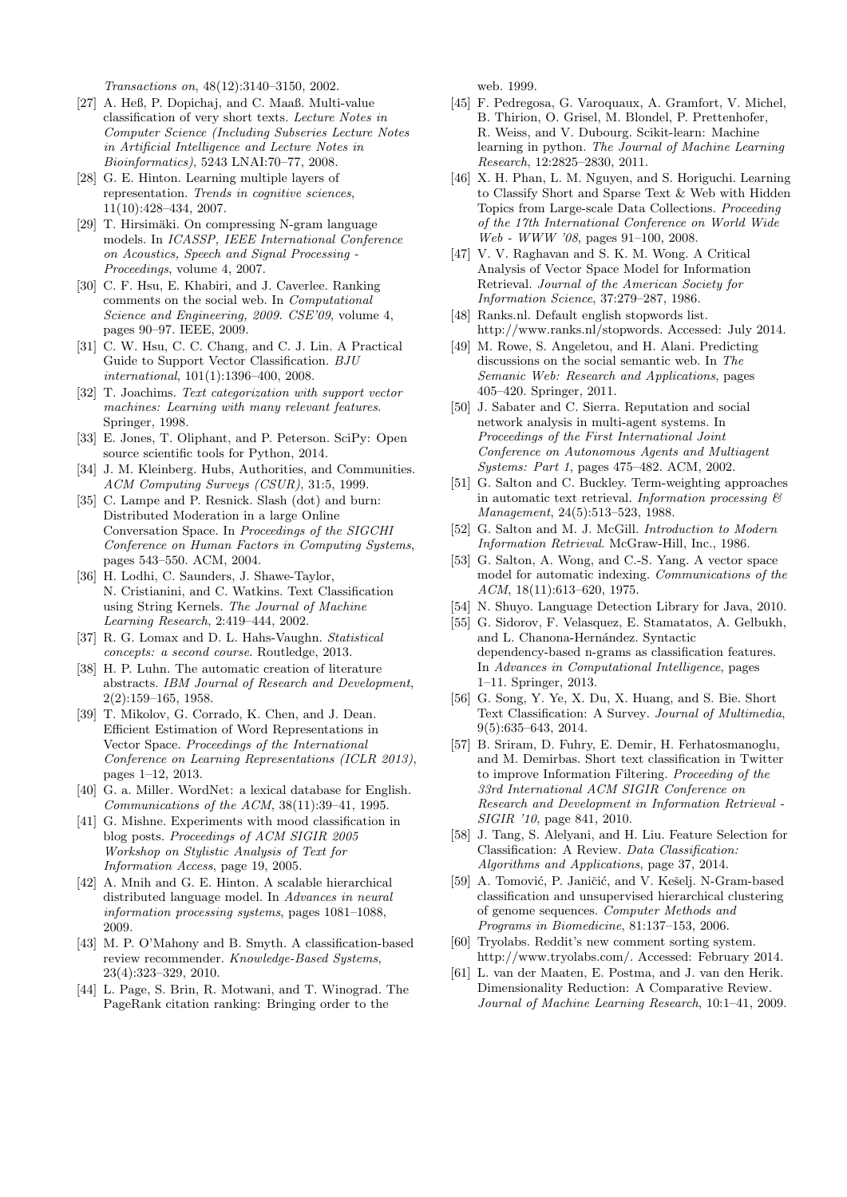*Transactions on*, 48(12):3140–3150, 2002.

- [27] A. Heß, P. Dopichaj, and C. Maaß. Multi-value classification of very short texts. *Lecture Notes in Computer Science (Including Subseries Lecture Notes in Artificial Intelligence and Lecture Notes in Bioinformatics)*, 5243 LNAI:70–77, 2008.
- [28] G. E. Hinton. Learning multiple layers of representation. *Trends in cognitive sciences*, 11(10):428–434, 2007.
- [29] T. Hirsimäki. On compressing N-gram language models. In *ICASSP, IEEE International Conference on Acoustics, Speech and Signal Processing - Proceedings*, volume 4, 2007.
- [30] C. F. Hsu, E. Khabiri, and J. Caverlee. Ranking comments on the social web. In *Computational Science and Engineering, 2009. CSE'09*, volume 4, pages 90–97. IEEE, 2009.
- [31] C. W. Hsu, C. C. Chang, and C. J. Lin. A Practical Guide to Support Vector Classification. *BJU international*, 101(1):1396–400, 2008.
- [32] T. Joachims. *Text categorization with support vector machines: Learning with many relevant features*. Springer, 1998.
- [33] E. Jones, T. Oliphant, and P. Peterson. SciPy: Open source scientific tools for Python, 2014.
- [34] J. M. Kleinberg. Hubs, Authorities, and Communities. *ACM Computing Surveys (CSUR)*, 31:5, 1999.
- [35] C. Lampe and P. Resnick. Slash (dot) and burn: Distributed Moderation in a large Online Conversation Space. In *Proceedings of the SIGCHI Conference on Human Factors in Computing Systems*, pages 543–550. ACM, 2004.
- [36] H. Lodhi, C. Saunders, J. Shawe-Taylor, N. Cristianini, and C. Watkins. Text Classification using String Kernels. *The Journal of Machine Learning Research*, 2:419–444, 2002.
- [37] R. G. Lomax and D. L. Hahs-Vaughn. *Statistical concepts: a second course*. Routledge, 2013.
- [38] H. P. Luhn. The automatic creation of literature abstracts. *IBM Journal of Research and Development*, 2(2):159–165, 1958.
- [39] T. Mikolov, G. Corrado, K. Chen, and J. Dean. Efficient Estimation of Word Representations in Vector Space. *Proceedings of the International Conference on Learning Representations (ICLR 2013)*, pages 1–12, 2013.
- [40] G. a. Miller. WordNet: a lexical database for English. *Communications of the ACM*, 38(11):39–41, 1995.
- [41] G. Mishne. Experiments with mood classification in blog posts. *Proceedings of ACM SIGIR 2005 Workshop on Stylistic Analysis of Text for Information Access*, page 19, 2005.
- [42] A. Mnih and G. E. Hinton. A scalable hierarchical distributed language model. In *Advances in neural information processing systems*, pages 1081–1088, 2009.
- [43] M. P. O'Mahony and B. Smyth. A classification-based review recommender. *Knowledge-Based Systems*, 23(4):323–329, 2010.
- [44] L. Page, S. Brin, R. Motwani, and T. Winograd. The PageRank citation ranking: Bringing order to the web. 1999.
- [45] F. Pedregosa, G. Varoquaux, A. Gramfort, V. Michel, B. Thirion, O. Grisel, M. Blondel, P. Prettenhofer, R. Weiss, and V. Dubourg. Scikit-learn: Machine learning in python. *The Journal of Machine Learning Research*, 12:2825–2830, 2011.
- [46] X. H. Phan, L. M. Nguyen, and S. Horiguchi. Learning to Classify Short and Sparse Text & Web with Hidden Topics from Large-scale Data Collections. *Proceeding of the 17th International Conference on World Wide Web - WWW '08*, pages 91–100, 2008.
- [47] V. V. Raghavan and S. K. M. Wong. A Critical Analysis of Vector Space Model for Information Retrieval. *Journal of the American Society for Information Science*, 37:279–287, 1986.
- [48] Ranks.nl. Default english stopwords list. http://www.ranks.nl/stopwords. Accessed: July 2014.
- [49] M. Rowe, S. Angeletou, and H. Alani. Predicting discussions on the social semantic web. In *The Semanic Web: Research and Applications*, pages 405–420. Springer, 2011.
- [50] J. Sabater and C. Sierra. Reputation and social network analysis in multi-agent systems. In *Proceedings of the First International Joint Conference on Autonomous Agents and Multiagent Systems: Part 1*, pages 475–482. ACM, 2002.
- [51] G. Salton and C. Buckley. Term-weighting approaches in automatic text retrieval. *Information processing & Management*, 24(5):513–523, 1988.
- [52] G. Salton and M. J. McGill. *Introduction to Modern Information Retrieval*. McGraw-Hill, Inc., 1986.
- [53] G. Salton, A. Wong, and C.-S. Yang. A vector space model for automatic indexing. *Communications of the ACM*, 18(11):613–620, 1975.
- [54] N. Shuyo. Language Detection Library for Java, 2010.
- [55] G. Sidorov, F. Velasquez, E. Stamatatos, A. Gelbukh, and L. Chanona-Hernández. Syntactic dependency-based n-grams as classification features. In *Advances in Computational Intelligence*, pages 1–11. Springer, 2013.
- [56] G. Song, Y. Ye, X. Du, X. Huang, and S. Bie. Short Text Classification: A Survey. *Journal of Multimedia*, 9(5):635–643, 2014.
- [57] B. Sriram, D. Fuhry, E. Demir, H. Ferhatosmanoglu, and M. Demirbas. Short text classification in Twitter to improve Information Filtering. *Proceeding of the 33rd International ACM SIGIR Conference on Research and Development in Information Retrieval - SIGIR '10*, page 841, 2010.
- [58] J. Tang, S. Alelyani, and H. Liu. Feature Selection for Classification: A Review. *Data Classification: Algorithms and Applications*, page 37, 2014.
- [59] A. Tomović, P. Janičić, and V. Kešelj. N-Gram-based classification and unsupervised hierarchical clustering of genome sequences. *Computer Methods and Programs in Biomedicine*, 81:137–153, 2006.
- [60] Tryolabs. Reddit's new comment sorting system. http://www.tryolabs.com/. Accessed: February 2014.
- [61] L. van der Maaten, E. Postma, and J. van den Herik. Dimensionality Reduction: A Comparative Review. *Journal of Machine Learning Research*, 10:1–41, 2009.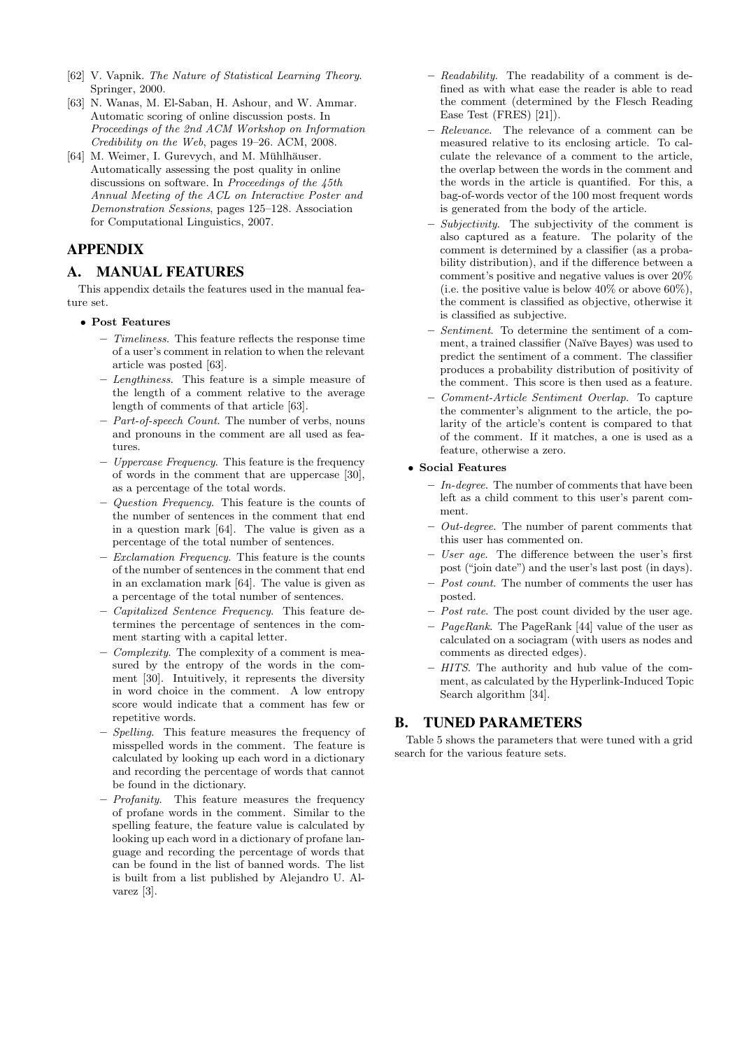[62] V. Vapnik. *The Nature of Statistical Learning Theory*. Springer, 2000.

[63] N. Wanas, M. El-Saban, H. Ashour, and W. Ammar. Automatic scoring of online discussion posts. In *Proceedings of the 2nd ACM Workshop on Information Credibility on the Web*, pages 19–26. ACM, 2008.

[64] M. Weimer, I. Gurevych, and M. Mühlhäuser. Automatically assessing the post quality in online discussions on software. In *Proceedings of the 45th Annual Meeting of the ACL on Interactive Poster and Demonstration Sessions*, pages 125–128. Association for Computational Linguistics, 2007.

# APPENDIX

## A. MANUAL FEATURES

This appendix details the features used in the manual feature set.

- **Post Features**
  - *Timeliness*. This feature reflects the response time of a user's comment in relation to when the relevant article was posted [63].
  - *Lengthiness*. This feature is a simple measure of the length of a comment relative to the average length of comments of that article [63].
  - *Part-of-speech Count*. The number of verbs, nouns and pronouns in the comment are all used as features.
  - *Uppercase Frequency*. This feature is the frequency of words in the comment that are uppercase [30], as a percentage of the total words.
  - *Question Frequency*. This feature is the counts of the number of sentences in the comment that end in a question mark [64]. The value is given as a percentage of the total number of sentences.
  - *Exclamation Frequency*. This feature is the counts of the number of sentences in the comment that end in an exclamation mark [64]. The value is given as a percentage of the total number of sentences.
  - *Capitalized Sentence Frequency*. This feature determines the percentage of sentences in the comment starting with a capital letter.
  - *Complexity*. The complexity of a comment is measured by the entropy of the words in the comment [30]. Intuitively, it represents the diversity in word choice in the comment. A low entropy score would indicate that a comment has few or repetitive words.
  - *Spelling*. This feature measures the frequency of misspelled words in the comment. The feature is calculated by looking up each word in a dictionary and recording the percentage of words that cannot be found in the dictionary.
  - *Profanity*. This feature measures the frequency of profane words in the comment. Similar to the spelling feature, the feature value is calculated by looking up each word in a dictionary of profane language and recording the percentage of words that can be found in the list of banned words. The list is built from a list published by Alejandro U. Alvarez [3].
  - *Readability*. The readability of a comment is defined as with what ease the reader is able to read the comment (determined by the Flesch Reading Ease Test (FRES) [21]).
  - *Relevance*. The relevance of a comment can be measured relative to its enclosing article. To calculate the relevance of a comment to the article, the overlap between the words in the comment and the words in the article is quantified. For this, a bag-of-words vector of the 100 most frequent words is generated from the body of the article.
  - *Subjectivity*. The subjectivity of the comment is also captured as a feature. The polarity of the comment is determined by a classifier (as a probability distribution), and if the difference between a comment's positive and negative values is over 20% (i.e. the positive value is below 40% or above 60%), the comment is classified as objective, otherwise it is classified as subjective.
  - *Sentiment*. To determine the sentiment of a comment, a trained classifier (Naïve Bayes) was used to predict the sentiment of a comment. The classifier produces a probability distribution of positivity of the comment. This score is then used as a feature.
  - *Comment-Article Sentiment Overlap*. To capture the commenter's alignment to the article, the polarity of the article's content is compared to that of the comment. If it matches, a one is used as a feature, otherwise a zero.
- **Social Features**
  - *In-degree*. The number of comments that have been left as a child comment to this user's parent comment.
  - *Out-degree*. The number of parent comments that this user has commented on.
  - *User age*. The difference between the user's first post ("join date") and the user's last post (in days).
  - *Post count*. The number of comments the user has posted.
  - *Post rate*. The post count divided by the user age.
  - *PageRank*. The PageRank [44] value of the user as calculated on a sociagram (with users as nodes and comments as directed edges).
  - *HITS*. The authority and hub value of the comment, as calculated by the Hyperlink-Induced Topic Search algorithm [34].

## B. TUNED PARAMETERS

Table 5 shows the parameters that were tuned with a grid search for the various feature sets.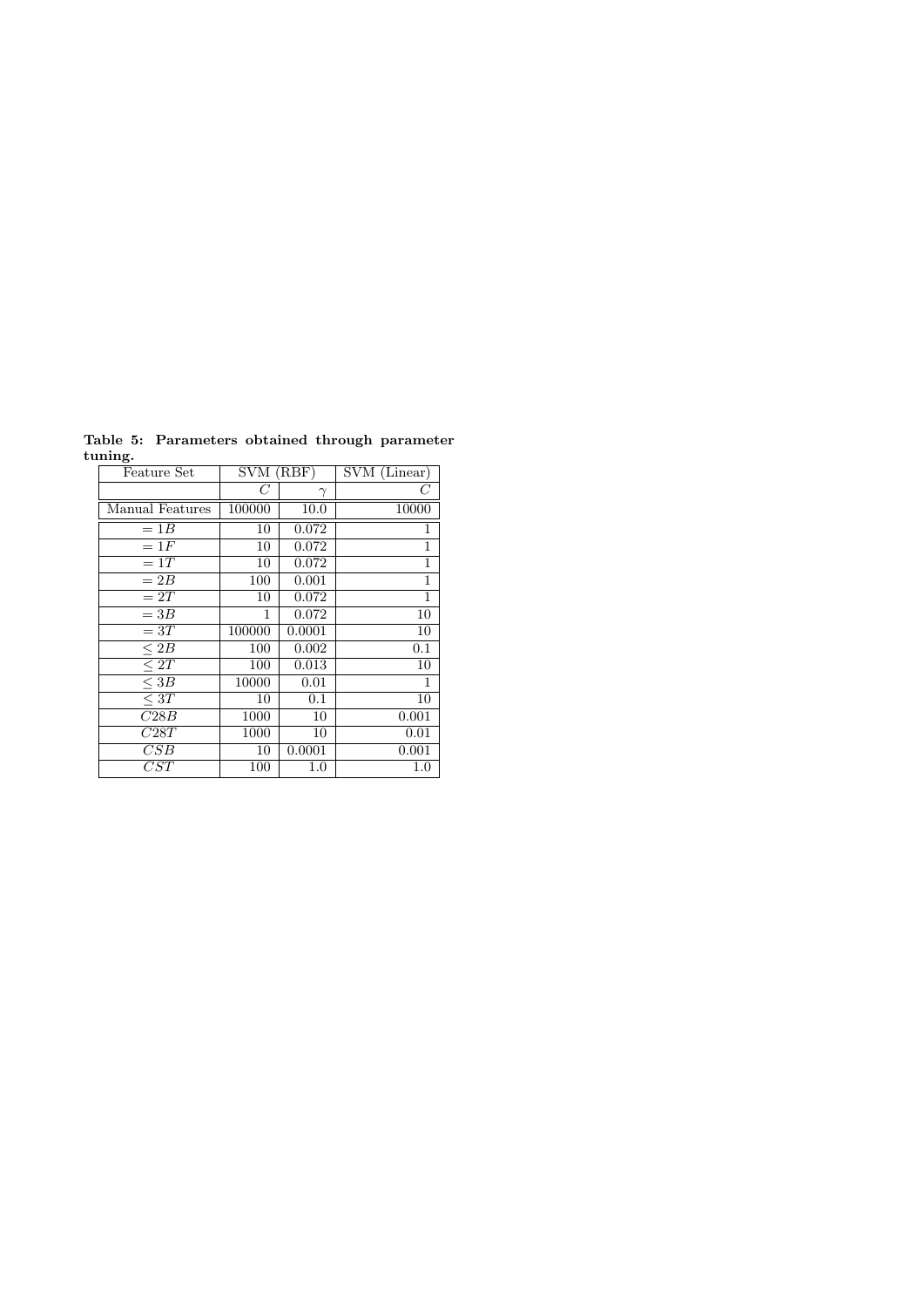**Table 5: Parameters obtained through parameter tuning.**

| Feature Set | SVM (RBF) | | SVM (Linear) |
|---|---|---|---|
| | $C$ | $\gamma$ | $C$ |
| Manual Features | 100000 | 10.0 | 10000 |
| $=1B$ | 10 | 0.072 | 1 |
| $=1F$ | 10 | 0.072 | 1 |
| $=1T$ | 10 | 0.072 | 1 |
| $=2B$ | 100 | 0.001 | 1 |
| $=2T$ | 10 | 0.072 | 1 |
| $=3B$ | 1 | 0.072 | 10 |
| $=3T$ | 100000 | 0.0001 | 10 |
| $\leq 2B$ | 100 | 0.002 | 0.1 |
| $\leq 2T$ | 100 | 0.013 | 10 |
| $\leq 3B$ | 10000 | 0.01 | 1 |
| $\leq 3T$ | 10 | 0.1 | 10 |
| $C28B$ | 1000 | 10 | 0.001 |
| $C28T$ | 1000 | 10 | 0.01 |
| $CSB$ | 10 | 0.0001 | 0.001 |
| $CST$ | 100 | 1.0 | 1.0 |